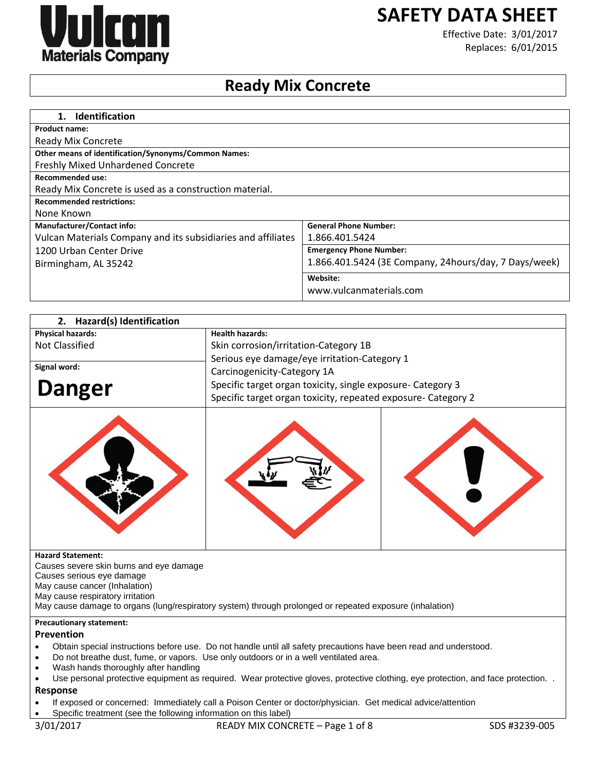Vulcan Materials Company

# SAFETY DATA SHEET

Effective Date: 3/01/2017
Replaces: 6/01/2015

# Ready Mix Concrete

## 1. Identification

**Product name:**
Ready Mix Concrete

**Other means of identification/Synonyms/Common Names:**
Freshly Mixed Unhardened Concrete

**Recommended use:**
Ready Mix Concrete is used as a construction material.

**Recommended restrictions:**
None Known

| **Manufacturer/Contact info:** | **General Phone Number:** |
|---|---|
| Vulcan Materials Company and its subsidiaries and affiliates | 1.866.401.5424 |
| 1200 Urban Center Drive | **Emergency Phone Number:** |
| Birmingham, AL 35242 | 1.866.401.5424 (3E Company, 24hours/day, 7 Days/week) |
| | **Website:** |
| | www.vulcanmaterials.com |

## 2. Hazard(s) Identification

| **Physical hazards:** | **Health hazards:** |
|---|---|
| Not Classified | Skin corrosion/irritation-Category 1B |
| | Serious eye damage/eye irritation-Category 1 |
| **Signal word:** | Carcinogenicity-Category 1A |
| **Danger** | Specific target organ toxicity, single exposure- Category 3 |
| | Specific target organ toxicity, repeated exposure- Category 2 |

**Hazard Statement:**
Causes severe skin burns and eye damage
Causes serious eye damage
May cause cancer (Inhalation)
May cause respiratory irritation
May cause damage to organs (lung/respiratory system) through prolonged or repeated exposure (inhalation)

**Precautionary statement:**

### Prevention

- Obtain special instructions before use. Do not handle until all safety precautions have been read and understood.
- Do not breathe dust, fume, or vapors. Use only outdoors or in a well ventilated area.
- Wash hands thoroughly after handling
- Use personal protective equipment as required. Wear protective gloves, protective clothing, eye protection, and face protection. .

### Response

- If exposed or concerned: Immediately call a Poison Center or doctor/physician. Get medical advice/attention
- Specific treatment (see the following information on this label)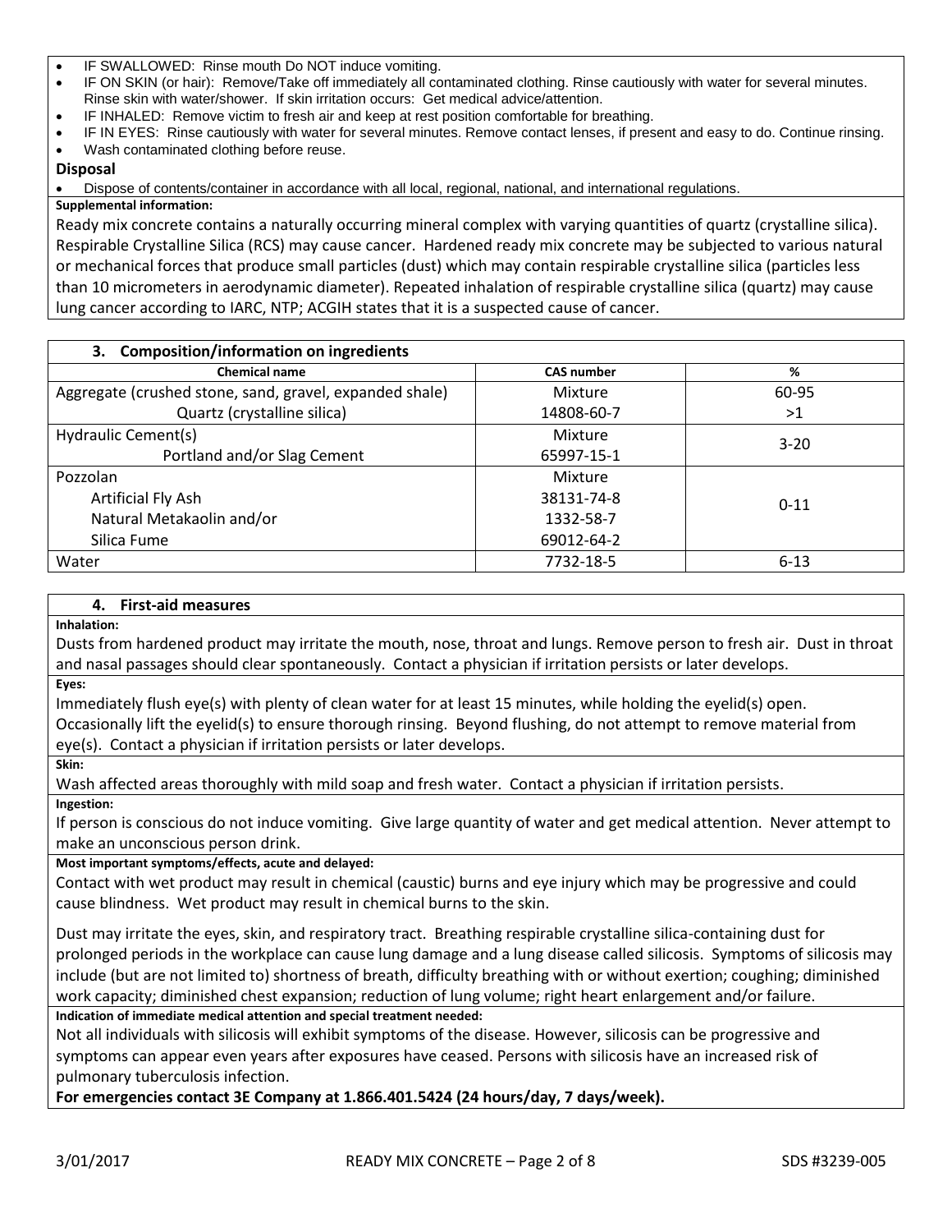- IF SWALLOWED: Rinse mouth Do NOT induce vomiting.
- IF ON SKIN (or hair): Remove/Take off immediately all contaminated clothing. Rinse cautiously with water for several minutes. Rinse skin with water/shower. If skin irritation occurs: Get medical advice/attention.
- IF INHALED: Remove victim to fresh air and keep at rest position comfortable for breathing.
- IF IN EYES: Rinse cautiously with water for several minutes. Remove contact lenses, if present and easy to do. Continue rinsing.
- Wash contaminated clothing before reuse.

**Disposal**

- Dispose of contents/container in accordance with all local, regional, national, and international regulations.

**Supplemental information:**

Ready mix concrete contains a naturally occurring mineral complex with varying quantities of quartz (crystalline silica). Respirable Crystalline Silica (RCS) may cause cancer. Hardened ready mix concrete may be subjected to various natural or mechanical forces that produce small particles (dust) which may contain respirable crystalline silica (particles less than 10 micrometers in aerodynamic diameter). Repeated inhalation of respirable crystalline silica (quartz) may cause lung cancer according to IARC, NTP; ACGIH states that it is a suspected cause of cancer.

## 3. Composition/information on ingredients

| Chemical name | CAS number | % |
|---|---|---|
| Aggregate (crushed stone, sand, gravel, expanded shale) | Mixture | 60-95 |
| Quartz (crystalline silica) | 14808-60-7 | >1 |
| Hydraulic Cement(s) | Mixture | 3-20 |
| Portland and/or Slag Cement | 65997-15-1 | |
| Pozzolan | Mixture | 0-11 |
| Artificial Fly Ash | 38131-74-8 | |
| Natural Metakaolin and/or | 1332-58-7 | |
| Silica Fume | 69012-64-2 | |
| Water | 7732-18-5 | 6-13 |

## 4. First-aid measures

**Inhalation:**

Dusts from hardened product may irritate the mouth, nose, throat and lungs. Remove person to fresh air. Dust in throat and nasal passages should clear spontaneously. Contact a physician if irritation persists or later develops.

**Eyes:**

Immediately flush eye(s) with plenty of clean water for at least 15 minutes, while holding the eyelid(s) open. Occasionally lift the eyelid(s) to ensure thorough rinsing. Beyond flushing, do not attempt to remove material from eye(s). Contact a physician if irritation persists or later develops.

**Skin:**

Wash affected areas thoroughly with mild soap and fresh water. Contact a physician if irritation persists.

**Ingestion:**

If person is conscious do not induce vomiting. Give large quantity of water and get medical attention. Never attempt to make an unconscious person drink.

**Most important symptoms/effects, acute and delayed:**

Contact with wet product may result in chemical (caustic) burns and eye injury which may be progressive and could cause blindness. Wet product may result in chemical burns to the skin.

Dust may irritate the eyes, skin, and respiratory tract. Breathing respirable crystalline silica-containing dust for prolonged periods in the workplace can cause lung damage and a lung disease called silicosis. Symptoms of silicosis may include (but are not limited to) shortness of breath, difficulty breathing with or without exertion; coughing; diminished work capacity; diminished chest expansion; reduction of lung volume; right heart enlargement and/or failure.

**Indication of immediate medical attention and special treatment needed:**

Not all individuals with silicosis will exhibit symptoms of the disease. However, silicosis can be progressive and symptoms can appear even years after exposures have ceased. Persons with silicosis have an increased risk of pulmonary tuberculosis infection.

**For emergencies contact 3E Company at 1.866.401.5424 (24 hours/day, 7 days/week).**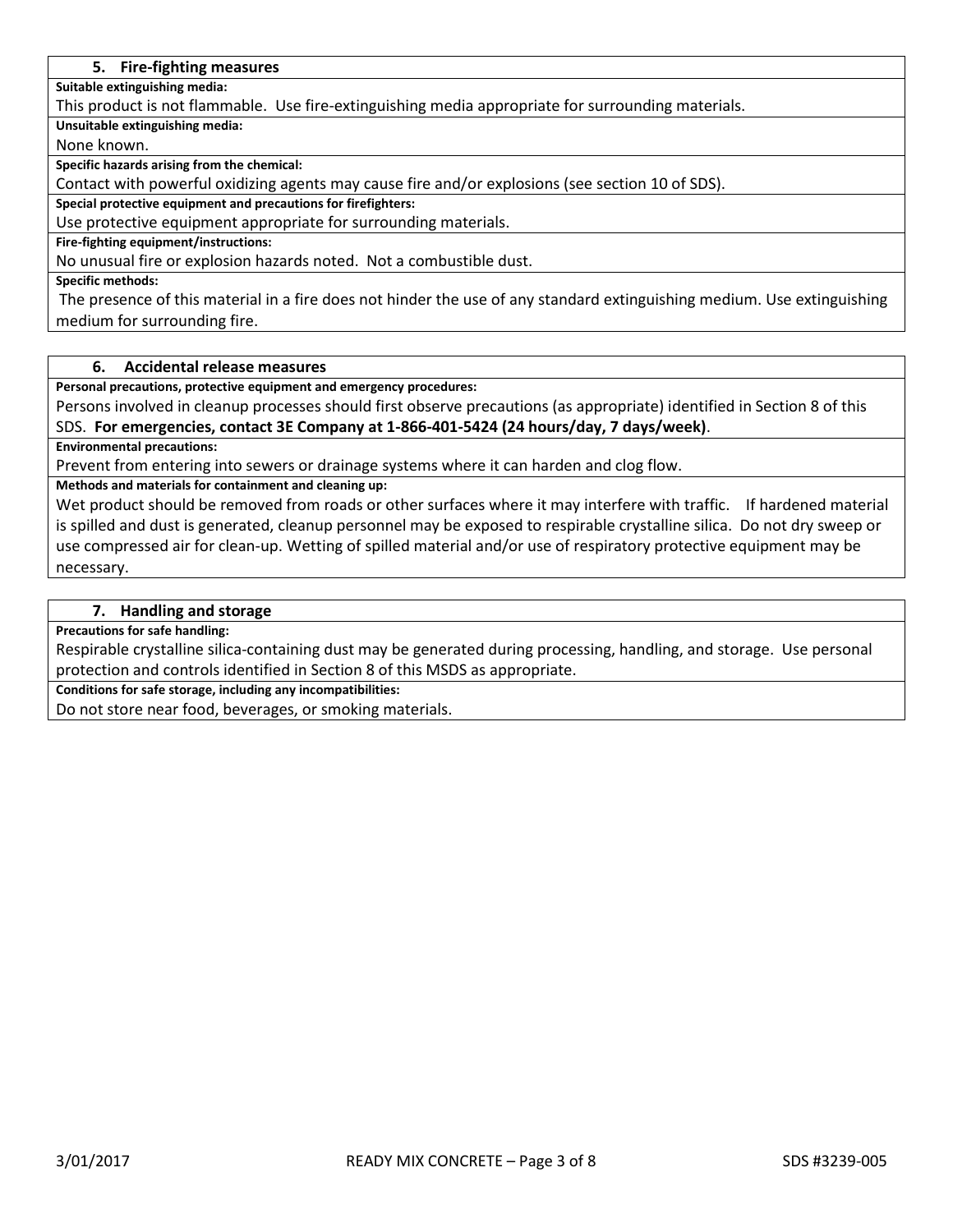## 5. Fire-fighting measures

**Suitable extinguishing media:**

This product is not flammable. Use fire-extinguishing media appropriate for surrounding materials.

**Unsuitable extinguishing media:**

None known.

**Specific hazards arising from the chemical:**

Contact with powerful oxidizing agents may cause fire and/or explosions (see section 10 of SDS).

**Special protective equipment and precautions for firefighters:**

Use protective equipment appropriate for surrounding materials.

**Fire-fighting equipment/instructions:**

No unusual fire or explosion hazards noted. Not a combustible dust.

**Specific methods:**

The presence of this material in a fire does not hinder the use of any standard extinguishing medium. Use extinguishing medium for surrounding fire.

## 6. Accidental release measures

**Personal precautions, protective equipment and emergency procedures:**

Persons involved in cleanup processes should first observe precautions (as appropriate) identified in Section 8 of this SDS. **For emergencies, contact 3E Company at 1-866-401-5424 (24 hours/day, 7 days/week)**.

**Environmental precautions:**

Prevent from entering into sewers or drainage systems where it can harden and clog flow.

**Methods and materials for containment and cleaning up:**

Wet product should be removed from roads or other surfaces where it may interfere with traffic. If hardened material is spilled and dust is generated, cleanup personnel may be exposed to respirable crystalline silica. Do not dry sweep or use compressed air for clean-up. Wetting of spilled material and/or use of respiratory protective equipment may be necessary.

## 7. Handling and storage

**Precautions for safe handling:**

Respirable crystalline silica-containing dust may be generated during processing, handling, and storage. Use personal protection and controls identified in Section 8 of this MSDS as appropriate.

**Conditions for safe storage, including any incompatibilities:**

Do not store near food, beverages, or smoking materials.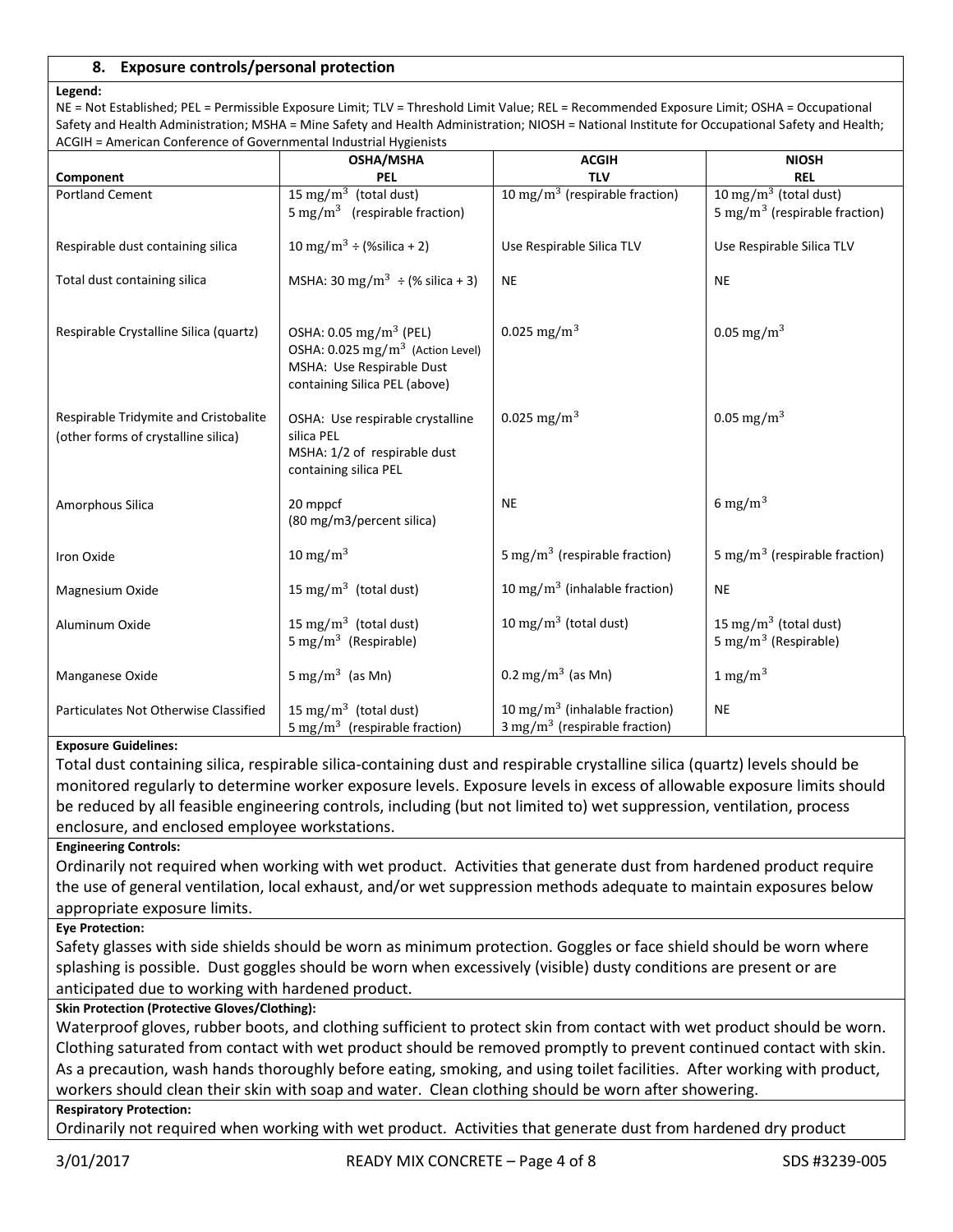## 8. Exposure controls/personal protection

**Legend:**

NE = Not Established; PEL = Permissible Exposure Limit; TLV = Threshold Limit Value; REL = Recommended Exposure Limit; OSHA = Occupational Safety and Health Administration; MSHA = Mine Safety and Health Administration; NIOSH = National Institute for Occupational Safety and Health; ACGIH = American Conference of Governmental Industrial Hygienists

| Component | OSHA/MSHA PEL | ACGIH TLV | NIOSH REL |
|---|---|---|---|
| Portland Cement | 15 $mg/m^3$ (total dust)<br>5 $mg/m^3$ (respirable fraction) | 10 $mg/m^3$ (respirable fraction) | 10 $mg/m^3$ (total dust)<br>5 $mg/m^3$ (respirable fraction) |
| Respirable dust containing silica | 10 $mg/m^3$ ÷ (%silica + 2) | Use Respirable Silica TLV | Use Respirable Silica TLV |
| Total dust containing silica | MSHA: 30 $mg/m^3$ ÷ (% silica + 3) | NE | NE |
| Respirable Crystalline Silica (quartz) | OSHA: 0.05 $mg/m^3$ (PEL)<br>OSHA: 0.025 $mg/m^3$ (Action Level)<br>MSHA: Use Respirable Dust containing Silica PEL (above) | 0.025 $mg/m^3$ | 0.05 $mg/m^3$ |
| Respirable Tridymite and Cristobalite (other forms of crystalline silica) | OSHA: Use respirable crystalline silica PEL<br>MSHA: 1/2 of respirable dust containing silica PEL | 0.025 $mg/m^3$ | 0.05 $mg/m^3$ |
| Amorphous Silica | 20 mppcf<br>(80 mg/m3/percent silica) | NE | 6 $mg/m^3$ |
| Iron Oxide | 10 $mg/m^3$ | 5 $mg/m^3$ (respirable fraction) | 5 $mg/m^3$ (respirable fraction) |
| Magnesium Oxide | 15 $mg/m^3$ (total dust) | 10 $mg/m^3$ (inhalable fraction) | NE |
| Aluminum Oxide | 15 $mg/m^3$ (total dust)<br>5 $mg/m^3$ (Respirable) | 10 $mg/m^3$ (total dust) | 15 $mg/m^3$ (total dust)<br>5 $mg/m^3$ (Respirable) |
| Manganese Oxide | 5 $mg/m^3$ (as Mn) | 0.2 $mg/m^3$ (as Mn) | 1 $mg/m^3$ |
| Particulates Not Otherwise Classified | 15 $mg/m^3$ (total dust)<br>5 $mg/m^3$ (respirable fraction) | 10 $mg/m^3$ (inhalable fraction)<br>3 $mg/m^3$ (respirable fraction) | NE |

**Exposure Guidelines:**

Total dust containing silica, respirable silica-containing dust and respirable crystalline silica (quartz) levels should be monitored regularly to determine worker exposure levels. Exposure levels in excess of allowable exposure limits should be reduced by all feasible engineering controls, including (but not limited to) wet suppression, ventilation, process enclosure, and enclosed employee workstations.

**Engineering Controls:**

Ordinarily not required when working with wet product. Activities that generate dust from hardened product require the use of general ventilation, local exhaust, and/or wet suppression methods adequate to maintain exposures below appropriate exposure limits.

**Eye Protection:**

Safety glasses with side shields should be worn as minimum protection. Goggles or face shield should be worn where splashing is possible. Dust goggles should be worn when excessively (visible) dusty conditions are present or are anticipated due to working with hardened product.

**Skin Protection (Protective Gloves/Clothing):**

Waterproof gloves, rubber boots, and clothing sufficient to protect skin from contact with wet product should be worn. Clothing saturated from contact with wet product should be removed promptly to prevent continued contact with skin. As a precaution, wash hands thoroughly before eating, smoking, and using toilet facilities. After working with product, workers should clean their skin with soap and water. Clean clothing should be worn after showering.

**Respiratory Protection:**

Ordinarily not required when working with wet product. Activities that generate dust from hardened dry product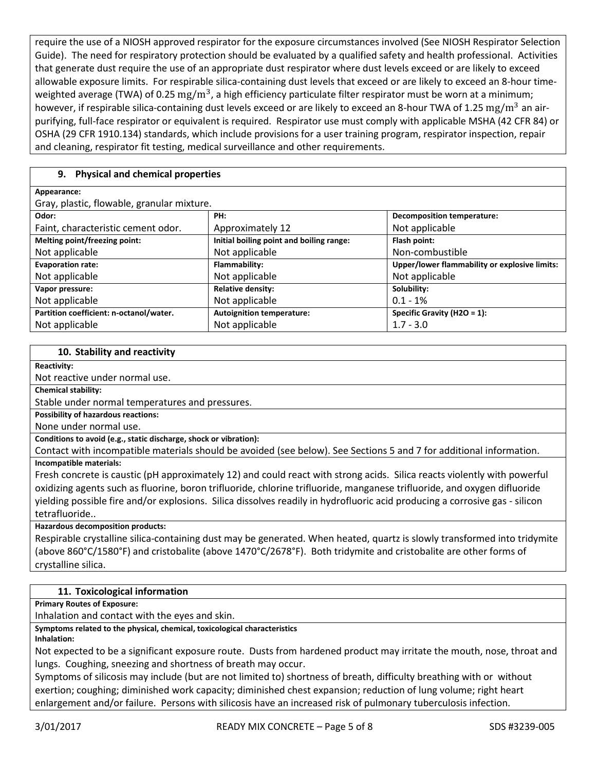require the use of a NIOSH approved respirator for the exposure circumstances involved (See NIOSH Respirator Selection Guide). The need for respiratory protection should be evaluated by a qualified safety and health professional. Activities that generate dust require the use of an appropriate dust respirator where dust levels exceed or are likely to exceed allowable exposure limits. For respirable silica-containing dust levels that exceed or are likely to exceed an 8-hour time-weighted average (TWA) of 0.25 $mg/m^3$, a high efficiency particulate filter respirator must be worn at a minimum; however, if respirable silica-containing dust levels exceed or are likely to exceed an 8-hour TWA of 1.25 $mg/m^3$ an air-purifying, full-face respirator or equivalent is required. Respirator use must comply with applicable MSHA (42 CFR 84) or OSHA (29 CFR 1910.134) standards, which include provisions for a user training program, respirator inspection, repair and cleaning, respirator fit testing, medical surveillance and other requirements.

## 9. Physical and chemical properties

**Appearance:**
Gray, plastic, flowable, granular mixture.

| **Odor:** | **PH:** | **Decomposition temperature:** |
|---|---|---|
| Faint, characteristic cement odor. | Approximately 12 | Not applicable |
| **Melting point/freezing point:** | **Initial boiling point and boiling range:** | **Flash point:** |
| Not applicable | Not applicable | Non-combustible |
| **Evaporation rate:** | **Flammability:** | **Upper/lower flammability or explosive limits:** |
| Not applicable | Not applicable | Not applicable |
| **Vapor pressure:** | **Relative density:** | **Solubility:** |
| Not applicable | Not applicable | 0.1 - 1% |
| **Partition coefficient: n-octanol/water.** | **Autoignition temperature:** | **Specific Gravity ($H_2O$ = 1):** |
| Not applicable | Not applicable | 1.7 - 3.0 |

## 10. Stability and reactivity

**Reactivity:**
Not reactive under normal use.

**Chemical stability:**
Stable under normal temperatures and pressures.

**Possibility of hazardous reactions:**
None under normal use.

**Conditions to avoid (e.g., static discharge, shock or vibration):**
Contact with incompatible materials should be avoided (see below). See Sections 5 and 7 for additional information.

**Incompatible materials:**
Fresh concrete is caustic (pH approximately 12) and could react with strong acids. Silica reacts violently with powerful oxidizing agents such as fluorine, boron trifluoride, chlorine trifluoride, manganese trifluoride, and oxygen difluoride yielding possible fire and/or explosions. Silica dissolves readily in hydrofluoric acid producing a corrosive gas - silicon tetrafluoride..

**Hazardous decomposition products:**
Respirable crystalline silica-containing dust may be generated. When heated, quartz is slowly transformed into tridymite (above 860°C/1580°F) and cristobalite (above 1470°C/2678°F). Both tridymite and cristobalite are other forms of crystalline silica.

## 11. Toxicological information

**Primary Routes of Exposure:**
Inhalation and contact with the eyes and skin.

**Symptoms related to the physical, chemical, toxicological characteristics**
**Inhalation:**
Not expected to be a significant exposure route. Dusts from hardened product may irritate the mouth, nose, throat and lungs. Coughing, sneezing and shortness of breath may occur.
Symptoms of silicosis may include (but are not limited to) shortness of breath, difficulty breathing with or without exertion; coughing; diminished work capacity; diminished chest expansion; reduction of lung volume; right heart enlargement and/or failure. Persons with silicosis have an increased risk of pulmonary tuberculosis infection.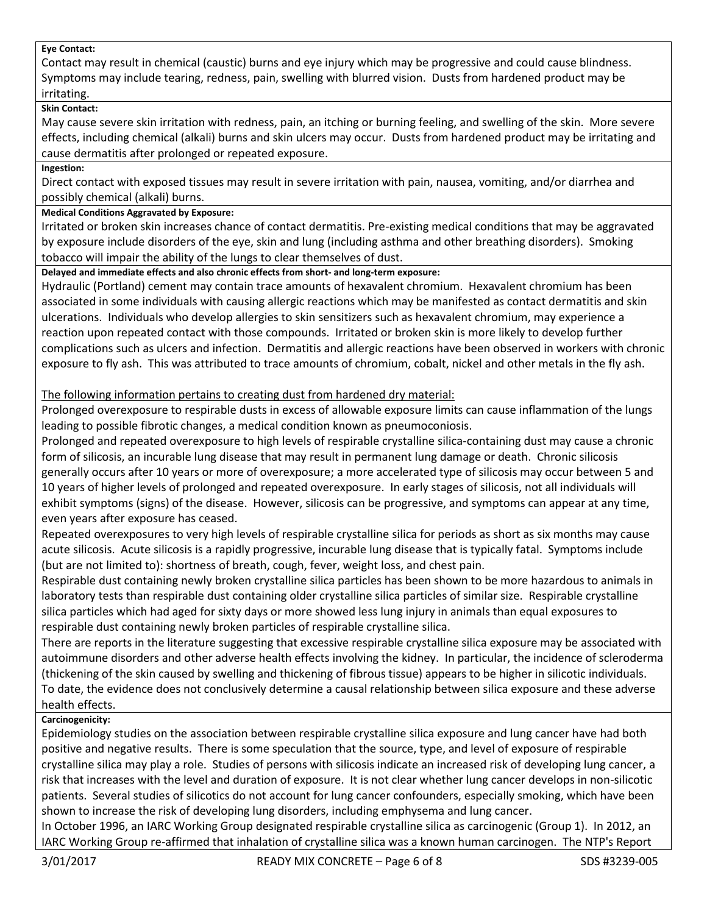**Eye Contact:**

Contact may result in chemical (caustic) burns and eye injury which may be progressive and could cause blindness. Symptoms may include tearing, redness, pain, swelling with blurred vision. Dusts from hardened product may be irritating.

**Skin Contact:**

May cause severe skin irritation with redness, pain, an itching or burning feeling, and swelling of the skin. More severe effects, including chemical (alkali) burns and skin ulcers may occur. Dusts from hardened product may be irritating and cause dermatitis after prolonged or repeated exposure.

**Ingestion:**

Direct contact with exposed tissues may result in severe irritation with pain, nausea, vomiting, and/or diarrhea and possibly chemical (alkali) burns.

**Medical Conditions Aggravated by Exposure:**

Irritated or broken skin increases chance of contact dermatitis. Pre-existing medical conditions that may be aggravated by exposure include disorders of the eye, skin and lung (including asthma and other breathing disorders). Smoking tobacco will impair the ability of the lungs to clear themselves of dust.

**Delayed and immediate effects and also chronic effects from short- and long-term exposure:**

Hydraulic (Portland) cement may contain trace amounts of hexavalent chromium. Hexavalent chromium has been associated in some individuals with causing allergic reactions which may be manifested as contact dermatitis and skin ulcerations. Individuals who develop allergies to skin sensitizers such as hexavalent chromium, may experience a reaction upon repeated contact with those compounds. Irritated or broken skin is more likely to develop further complications such as ulcers and infection. Dermatitis and allergic reactions have been observed in workers with chronic exposure to fly ash. This was attributed to trace amounts of chromium, cobalt, nickel and other metals in the fly ash.

<u>The following information pertains to creating dust from hardened dry material:</u>

Prolonged overexposure to respirable dusts in excess of allowable exposure limits can cause inflammation of the lungs leading to possible fibrotic changes, a medical condition known as pneumoconiosis.

Prolonged and repeated overexposure to high levels of respirable crystalline silica-containing dust may cause a chronic form of silicosis, an incurable lung disease that may result in permanent lung damage or death. Chronic silicosis generally occurs after 10 years or more of overexposure; a more accelerated type of silicosis may occur between 5 and 10 years of higher levels of prolonged and repeated overexposure. In early stages of silicosis, not all individuals will exhibit symptoms (signs) of the disease. However, silicosis can be progressive, and symptoms can appear at any time, even years after exposure has ceased.

Repeated overexposures to very high levels of respirable crystalline silica for periods as short as six months may cause acute silicosis. Acute silicosis is a rapidly progressive, incurable lung disease that is typically fatal. Symptoms include (but are not limited to): shortness of breath, cough, fever, weight loss, and chest pain.

Respirable dust containing newly broken crystalline silica particles has been shown to be more hazardous to animals in laboratory tests than respirable dust containing older crystalline silica particles of similar size. Respirable crystalline silica particles which had aged for sixty days or more showed less lung injury in animals than equal exposures to respirable dust containing newly broken particles of respirable crystalline silica.

There are reports in the literature suggesting that excessive respirable crystalline silica exposure may be associated with autoimmune disorders and other adverse health effects involving the kidney. In particular, the incidence of scleroderma (thickening of the skin caused by swelling and thickening of fibrous tissue) appears to be higher in silicotic individuals. To date, the evidence does not conclusively determine a causal relationship between silica exposure and these adverse health effects.

**Carcinogenicity:**

Epidemiology studies on the association between respirable crystalline silica exposure and lung cancer have had both positive and negative results. There is some speculation that the source, type, and level of exposure of respirable crystalline silica may play a role. Studies of persons with silicosis indicate an increased risk of developing lung cancer, a risk that increases with the level and duration of exposure. It is not clear whether lung cancer develops in non-silicotic patients. Several studies of silicotics do not account for lung cancer confounders, especially smoking, which have been shown to increase the risk of developing lung disorders, including emphysema and lung cancer.

In October 1996, an IARC Working Group designated respirable crystalline silica as carcinogenic (Group 1). In 2012, an IARC Working Group re-affirmed that inhalation of crystalline silica was a known human carcinogen. The NTP's Report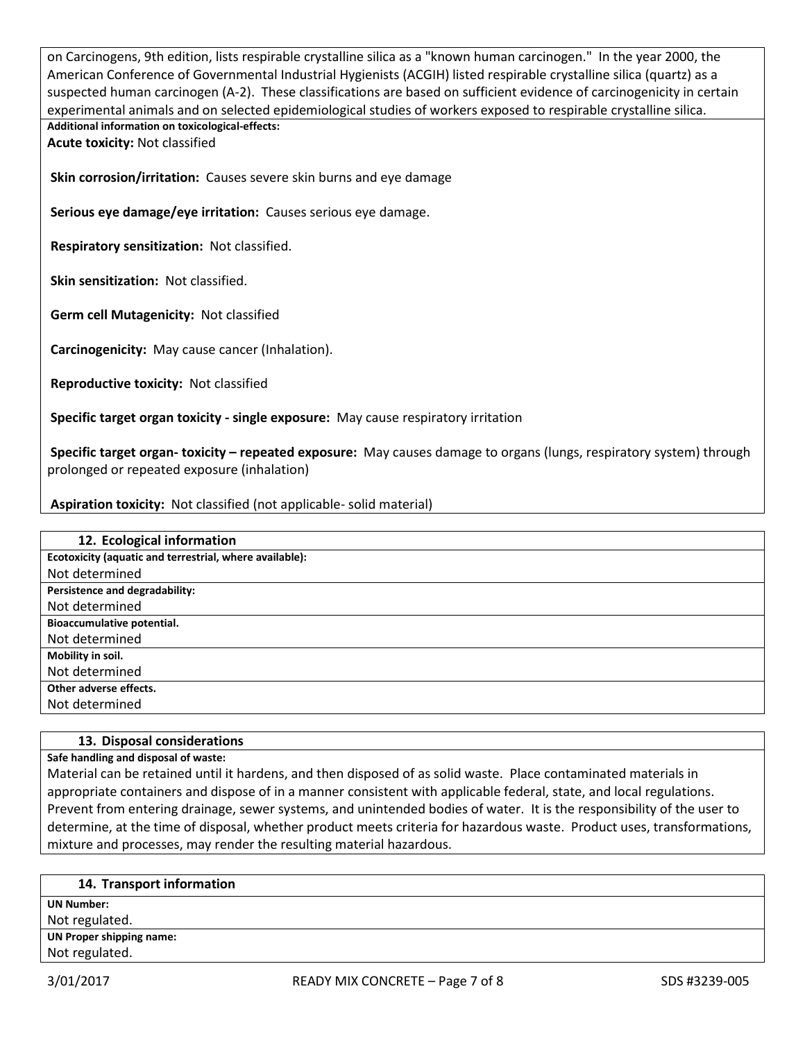on Carcinogens, 9th edition, lists respirable crystalline silica as a "known human carcinogen." In the year 2000, the American Conference of Governmental Industrial Hygienists (ACGIH) listed respirable crystalline silica (quartz) as a suspected human carcinogen (A-2). These classifications are based on sufficient evidence of carcinogenicity in certain experimental animals and on selected epidemiological studies of workers exposed to respirable crystalline silica.

**Additional information on toxicological-effects:**

**Acute toxicity:** Not classified

**Skin corrosion/irritation:** Causes severe skin burns and eye damage

**Serious eye damage/eye irritation:** Causes serious eye damage.

**Respiratory sensitization:** Not classified.

**Skin sensitization:** Not classified.

**Germ cell Mutagenicity:** Not classified

**Carcinogenicity:** May cause cancer (Inhalation).

**Reproductive toxicity:** Not classified

**Specific target organ toxicity - single exposure:** May cause respiratory irritation

**Specific target organ- toxicity – repeated exposure:** May causes damage to organs (lungs, respiratory system) through prolonged or repeated exposure (inhalation)

**Aspiration toxicity:** Not classified (not applicable- solid material)

## 12. Ecological information

**Ecotoxicity (aquatic and terrestrial, where available):**

Not determined

**Persistence and degradability:**

Not determined

**Bioaccumulative potential.**

Not determined

**Mobility in soil.**

Not determined

**Other adverse effects.**

Not determined

## 13. Disposal considerations

**Safe handling and disposal of waste:**

Material can be retained until it hardens, and then disposed of as solid waste. Place contaminated materials in appropriate containers and dispose of in a manner consistent with applicable federal, state, and local regulations. Prevent from entering drainage, sewer systems, and unintended bodies of water. It is the responsibility of the user to determine, at the time of disposal, whether product meets criteria for hazardous waste. Product uses, transformations, mixture and processes, may render the resulting material hazardous.

## 14. Transport information

**UN Number:**

Not regulated.

**UN Proper shipping name:**

Not regulated.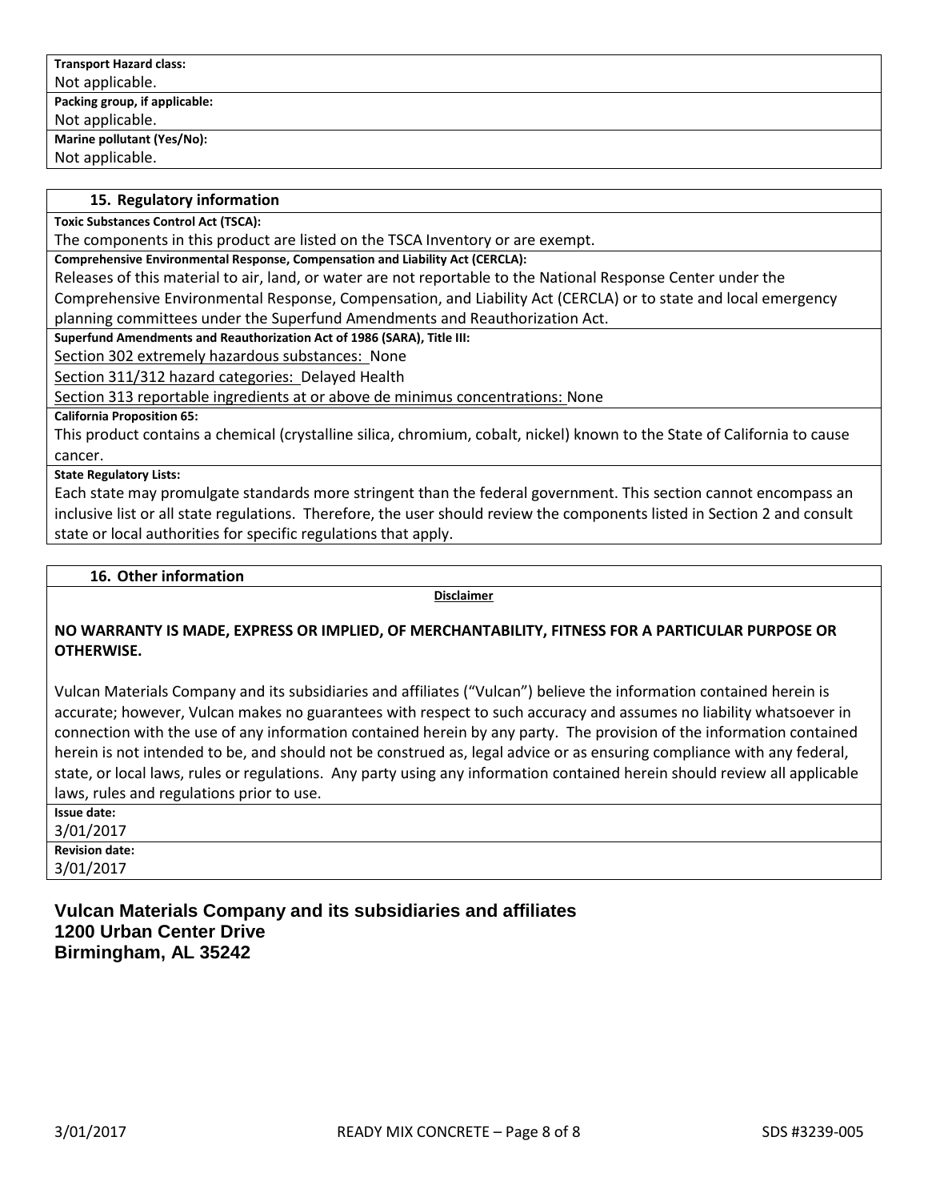**Transport Hazard class:**

Not applicable.

**Packing group, if applicable:**

Not applicable.

**Marine pollutant (Yes/No):**

Not applicable.

## 15. Regulatory information

**Toxic Substances Control Act (TSCA):**

The components in this product are listed on the TSCA Inventory or are exempt.

**Comprehensive Environmental Response, Compensation and Liability Act (CERCLA):**

Releases of this material to air, land, or water are not reportable to the National Response Center under the Comprehensive Environmental Response, Compensation, and Liability Act (CERCLA) or to state and local emergency planning committees under the Superfund Amendments and Reauthorization Act.

**Superfund Amendments and Reauthorization Act of 1986 (SARA), Title III:**

Section 302 extremely hazardous substances: None

Section 311/312 hazard categories: Delayed Health

Section 313 reportable ingredients at or above de minimus concentrations: None

**California Proposition 65:**

This product contains a chemical (crystalline silica, chromium, cobalt, nickel) known to the State of California to cause cancer.

**State Regulatory Lists:**

Each state may promulgate standards more stringent than the federal government. This section cannot encompass an inclusive list or all state regulations. Therefore, the user should review the components listed in Section 2 and consult state or local authorities for specific regulations that apply.

## 16. Other information

**Disclaimer**

**NO WARRANTY IS MADE, EXPRESS OR IMPLIED, OF MERCHANTABILITY, FITNESS FOR A PARTICULAR PURPOSE OR OTHERWISE.**

Vulcan Materials Company and its subsidiaries and affiliates ("Vulcan") believe the information contained herein is accurate; however, Vulcan makes no guarantees with respect to such accuracy and assumes no liability whatsoever in connection with the use of any information contained herein by any party. The provision of the information contained herein is not intended to be, and should not be construed as, legal advice or as ensuring compliance with any federal, state, or local laws, rules or regulations. Any party using any information contained herein should review all applicable laws, rules and regulations prior to use.

**Issue date:**

3/01/2017

**Revision date:**

3/01/2017

**Vulcan Materials Company and its subsidiaries and affiliates**
**1200 Urban Center Drive**
**Birmingham, AL 35242**